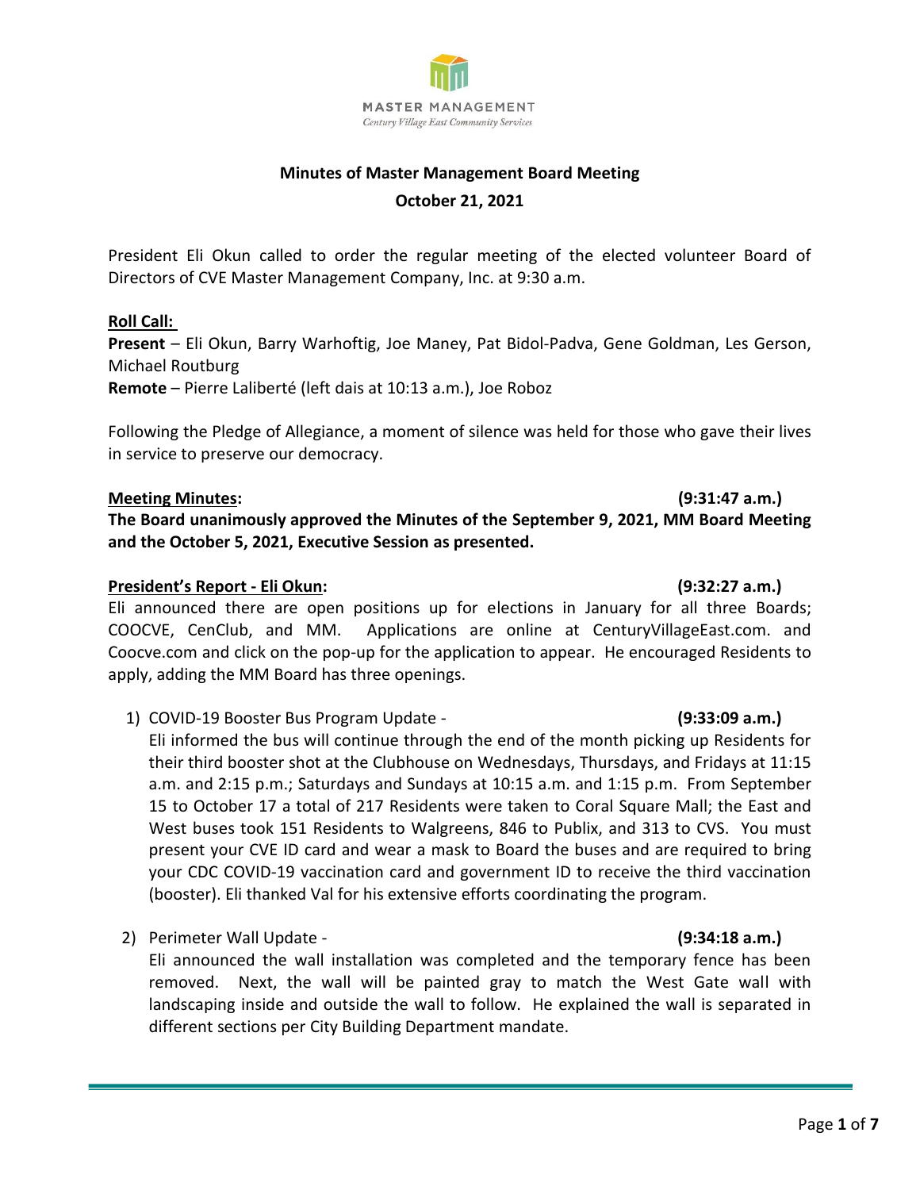MASTER MANAGEMENT
*Century Village East Community Services*

# Minutes of Master Management Board Meeting

## October 21, 2021

President Eli Okun called to order the regular meeting of the elected volunteer Board of Directors of CVE Master Management Company, Inc. at 9:30 a.m.

**Roll Call:**

**Present** – Eli Okun, Barry Warhoftig, Joe Maney, Pat Bidol-Padva, Gene Goldman, Les Gerson, Michael Routburg

**Remote** – Pierre Laliberté (left dais at 10:13 a.m.), Joe Roboz

Following the Pledge of Allegiance, a moment of silence was held for those who gave their lives in service to preserve our democracy.

**Meeting Minutes:** **(9:31:47 a.m.)**

**The Board unanimously approved the Minutes of the September 9, 2021, MM Board Meeting and the October 5, 2021, Executive Session as presented.**

**President's Report - Eli Okun:** **(9:32:27 a.m.)**

Eli announced there are open positions up for elections in January for all three Boards; COOCVE, CenClub, and MM. Applications are online at CenturyVillageEast.com. and Coocve.com and click on the pop-up for the application to appear. He encouraged Residents to apply, adding the MM Board has three openings.

1) COVID-19 Booster Bus Program Update - **(9:33:09 a.m.)**

   Eli informed the bus will continue through the end of the month picking up Residents for their third booster shot at the Clubhouse on Wednesdays, Thursdays, and Fridays at 11:15 a.m. and 2:15 p.m.; Saturdays and Sundays at 10:15 a.m. and 1:15 p.m. From September 15 to October 17 a total of 217 Residents were taken to Coral Square Mall; the East and West buses took 151 Residents to Walgreens, 846 to Publix, and 313 to CVS. You must present your CVE ID card and wear a mask to Board the buses and are required to bring your CDC COVID-19 vaccination card and government ID to receive the third vaccination (booster). Eli thanked Val for his extensive efforts coordinating the program.

2) Perimeter Wall Update - **(9:34:18 a.m.)**

   Eli announced the wall installation was completed and the temporary fence has been removed. Next, the wall will be painted gray to match the West Gate wall with landscaping inside and outside the wall to follow. He explained the wall is separated in different sections per City Building Department mandate.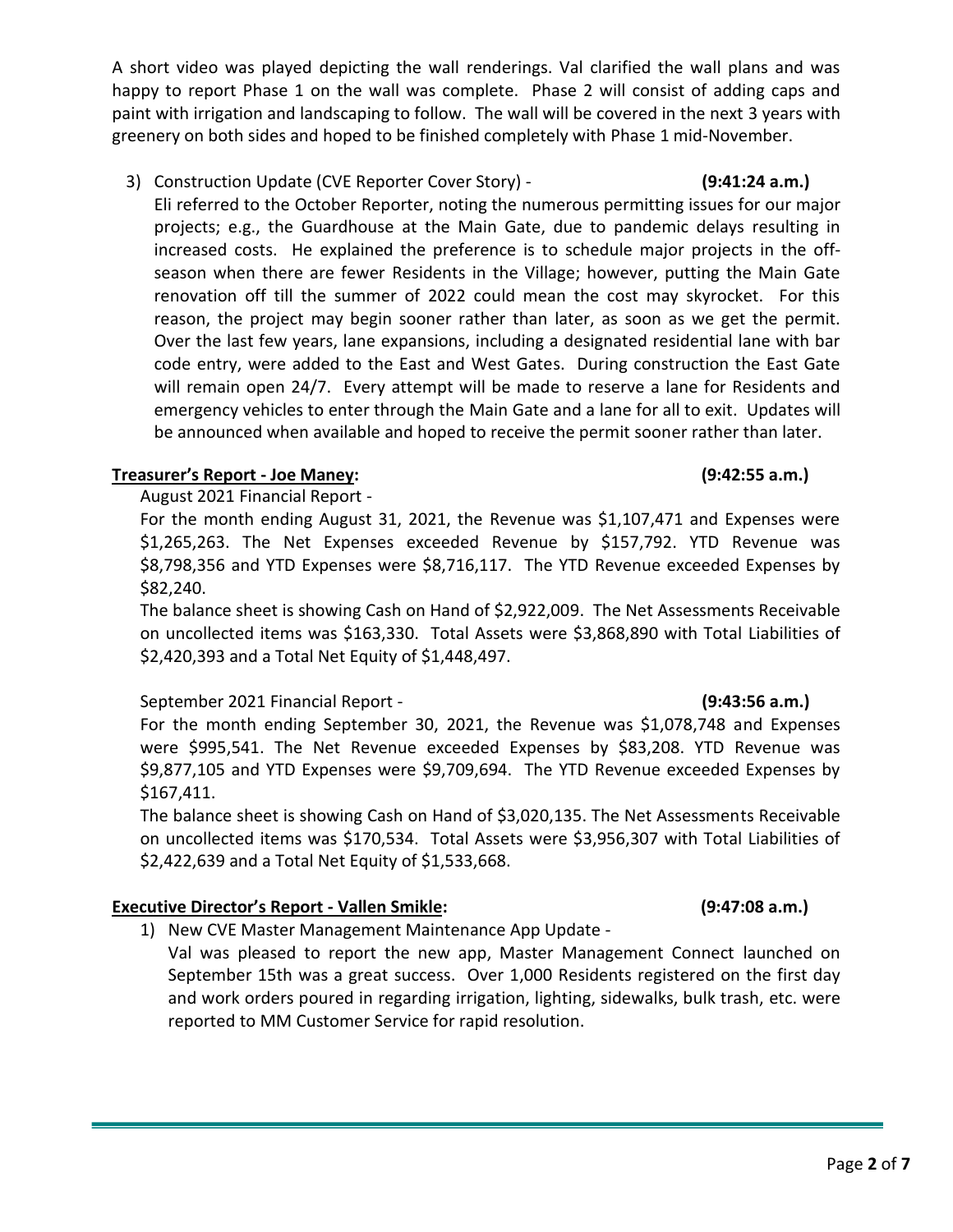A short video was played depicting the wall renderings. Val clarified the wall plans and was happy to report Phase 1 on the wall was complete. Phase 2 will consist of adding caps and paint with irrigation and landscaping to follow. The wall will be covered in the next 3 years with greenery on both sides and hoped to be finished completely with Phase 1 mid-November.

3) Construction Update (CVE Reporter Cover Story) - **(9:41:24 a.m.)**
   Eli referred to the October Reporter, noting the numerous permitting issues for our major projects; e.g., the Guardhouse at the Main Gate, due to pandemic delays resulting in increased costs. He explained the preference is to schedule major projects in the off-season when there are fewer Residents in the Village; however, putting the Main Gate renovation off till the summer of 2022 could mean the cost may skyrocket. For this reason, the project may begin sooner rather than later, as soon as we get the permit. Over the last few years, lane expansions, including a designated residential lane with bar code entry, were added to the East and West Gates. During construction the East Gate will remain open 24/7. Every attempt will be made to reserve a lane for Residents and emergency vehicles to enter through the Main Gate and a lane for all to exit. Updates will be announced when available and hoped to receive the permit sooner rather than later.

**Treasurer's Report - Joe Maney:** **(9:42:55 a.m.)**

August 2021 Financial Report -

For the month ending August 31, 2021, the Revenue was $1,107,471 and Expenses were $1,265,263. The Net Expenses exceeded Revenue by $157,792. YTD Revenue was $8,798,356 and YTD Expenses were $8,716,117. The YTD Revenue exceeded Expenses by $82,240.

The balance sheet is showing Cash on Hand of $2,922,009. The Net Assessments Receivable on uncollected items was $163,330. Total Assets were $3,868,890 with Total Liabilities of $2,420,393 and a Total Net Equity of $1,448,497.

September 2021 Financial Report - **(9:43:56 a.m.)**

For the month ending September 30, 2021, the Revenue was $1,078,748 and Expenses were $995,541. The Net Revenue exceeded Expenses by $83,208. YTD Revenue was $9,877,105 and YTD Expenses were $9,709,694. The YTD Revenue exceeded Expenses by $167,411.

The balance sheet is showing Cash on Hand of $3,020,135. The Net Assessments Receivable on uncollected items was $170,534. Total Assets were $3,956,307 with Total Liabilities of $2,422,639 and a Total Net Equity of $1,533,668.

**Executive Director's Report - Vallen Smikle:** **(9:47:08 a.m.)**

1) New CVE Master Management Maintenance App Update -
   Val was pleased to report the new app, Master Management Connect launched on September 15th was a great success. Over 1,000 Residents registered on the first day and work orders poured in regarding irrigation, lighting, sidewalks, bulk trash, etc. were reported to MM Customer Service for rapid resolution.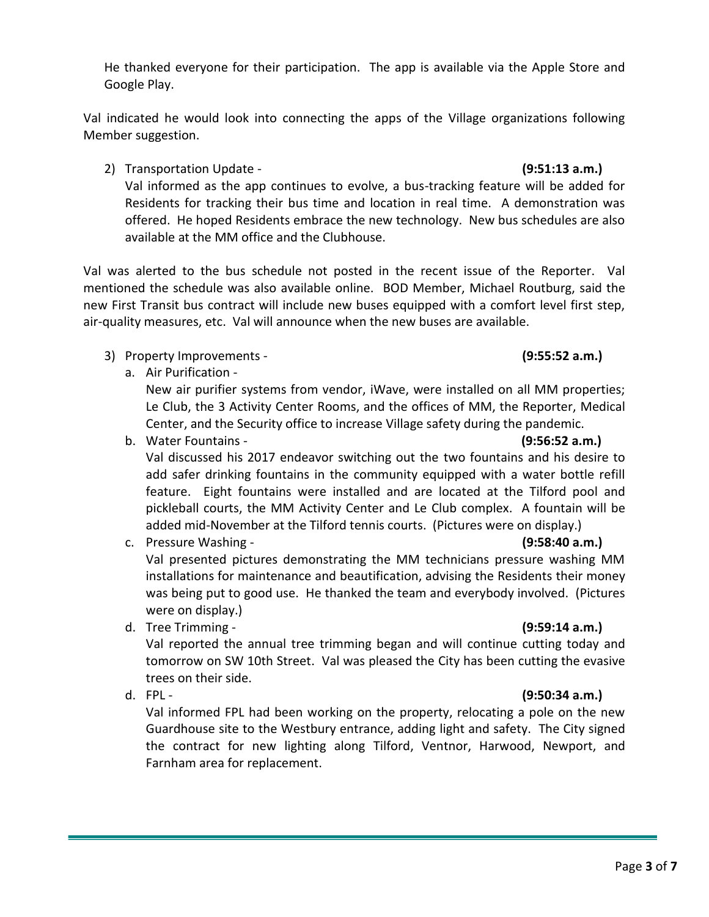He thanked everyone for their participation. The app is available via the Apple Store and Google Play.

Val indicated he would look into connecting the apps of the Village organizations following Member suggestion.

2) Transportation Update - **(9:51:13 a.m.)**
   Val informed as the app continues to evolve, a bus-tracking feature will be added for Residents for tracking their bus time and location in real time. A demonstration was offered. He hoped Residents embrace the new technology. New bus schedules are also available at the MM office and the Clubhouse.

Val was alerted to the bus schedule not posted in the recent issue of the Reporter. Val mentioned the schedule was also available online. BOD Member, Michael Routburg, said the new First Transit bus contract will include new buses equipped with a comfort level first step, air-quality measures, etc. Val will announce when the new buses are available.

3) Property Improvements - **(9:55:52 a.m.)**
   a. Air Purification -
      New air purifier systems from vendor, iWave, were installed on all MM properties; Le Club, the 3 Activity Center Rooms, and the offices of MM, the Reporter, Medical Center, and the Security office to increase Village safety during the pandemic.
   b. Water Fountains - **(9:56:52 a.m.)**
      Val discussed his 2017 endeavor switching out the two fountains and his desire to add safer drinking fountains in the community equipped with a water bottle refill feature. Eight fountains were installed and are located at the Tilford pool and pickleball courts, the MM Activity Center and Le Club complex. A fountain will be added mid-November at the Tilford tennis courts. (Pictures were on display.)
   c. Pressure Washing - **(9:58:40 a.m.)**
      Val presented pictures demonstrating the MM technicians pressure washing MM installations for maintenance and beautification, advising the Residents their money was being put to good use. He thanked the team and everybody involved. (Pictures were on display.)
   d. Tree Trimming - **(9:59:14 a.m.)**
      Val reported the annual tree trimming began and will continue cutting today and tomorrow on SW 10th Street. Val was pleased the City has been cutting the evasive trees on their side.
   d. FPL - **(9:50:34 a.m.)**
      Val informed FPL had been working on the property, relocating a pole on the new Guardhouse site to the Westbury entrance, adding light and safety. The City signed the contract for new lighting along Tilford, Ventnor, Harwood, Newport, and Farnham area for replacement.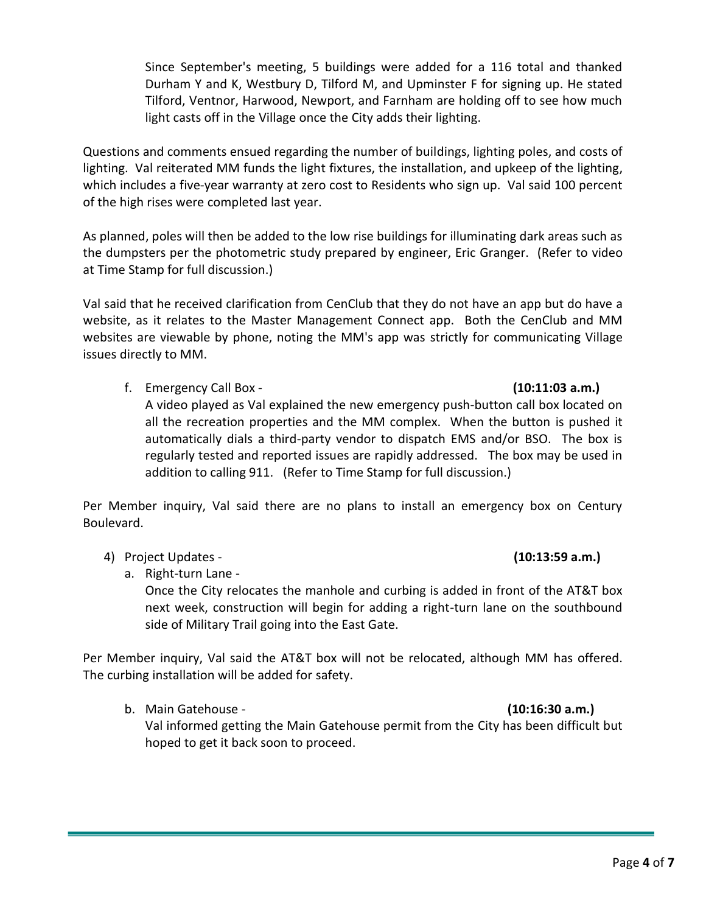Since September's meeting, 5 buildings were added for a 116 total and thanked Durham Y and K, Westbury D, Tilford M, and Upminster F for signing up. He stated Tilford, Ventnor, Harwood, Newport, and Farnham are holding off to see how much light casts off in the Village once the City adds their lighting.

Questions and comments ensued regarding the number of buildings, lighting poles, and costs of lighting. Val reiterated MM funds the light fixtures, the installation, and upkeep of the lighting, which includes a five-year warranty at zero cost to Residents who sign up. Val said 100 percent of the high rises were completed last year.

As planned, poles will then be added to the low rise buildings for illuminating dark areas such as the dumpsters per the photometric study prepared by engineer, Eric Granger. (Refer to video at Time Stamp for full discussion.)

Val said that he received clarification from CenClub that they do not have an app but do have a website, as it relates to the Master Management Connect app. Both the CenClub and MM websites are viewable by phone, noting the MM's app was strictly for communicating Village issues directly to MM.

f. Emergency Call Box - **(10:11:03 a.m.)**
   A video played as Val explained the new emergency push-button call box located on all the recreation properties and the MM complex. When the button is pushed it automatically dials a third-party vendor to dispatch EMS and/or BSO. The box is regularly tested and reported issues are rapidly addressed. The box may be used in addition to calling 911. (Refer to Time Stamp for full discussion.)

Per Member inquiry, Val said there are no plans to install an emergency box on Century Boulevard.

4) Project Updates - **(10:13:59 a.m.)**
   a. Right-turn Lane -
      Once the City relocates the manhole and curbing is added in front of the AT&T box next week, construction will begin for adding a right-turn lane on the southbound side of Military Trail going into the East Gate.

Per Member inquiry, Val said the AT&T box will not be relocated, although MM has offered. The curbing installation will be added for safety.

   b. Main Gatehouse - **(10:16:30 a.m.)**
      Val informed getting the Main Gatehouse permit from the City has been difficult but hoped to get it back soon to proceed.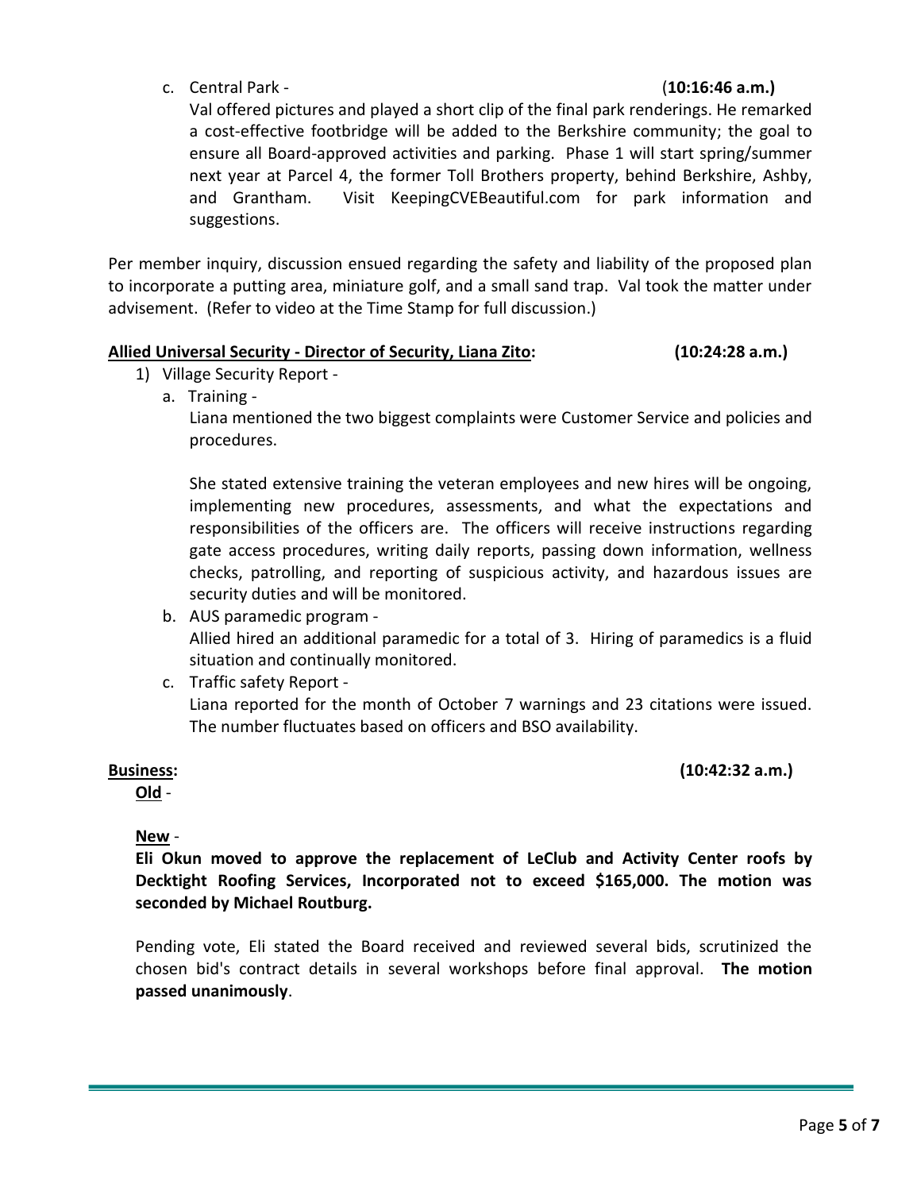c. Central Park - (**10:16:46 a.m.)**

Val offered pictures and played a short clip of the final park renderings. He remarked a cost-effective footbridge will be added to the Berkshire community; the goal to ensure all Board-approved activities and parking. Phase 1 will start spring/summer next year at Parcel 4, the former Toll Brothers property, behind Berkshire, Ashby, and Grantham. Visit KeepingCVEBeautiful.com for park information and suggestions.

Per member inquiry, discussion ensued regarding the safety and liability of the proposed plan to incorporate a putting area, miniature golf, and a small sand trap. Val took the matter under advisement. (Refer to video at the Time Stamp for full discussion.)

**<u>Allied Universal Security - Director of Security, Liana Zito</u>: (10:24:28 a.m.)**

1) Village Security Report -
   a. Training -

      Liana mentioned the two biggest complaints were Customer Service and policies and procedures.

      She stated extensive training the veteran employees and new hires will be ongoing, implementing new procedures, assessments, and what the expectations and responsibilities of the officers are. The officers will receive instructions regarding gate access procedures, writing daily reports, passing down information, wellness checks, patrolling, and reporting of suspicious activity, and hazardous issues are security duties and will be monitored.

   b. AUS paramedic program -

      Allied hired an additional paramedic for a total of 3. Hiring of paramedics is a fluid situation and continually monitored.

   c. Traffic safety Report -

      Liana reported for the month of October 7 warnings and 23 citations were issued. The number fluctuates based on officers and BSO availability.

**<u>Business</u>: (10:42:32 a.m.)**

**<u>Old</u>** -

**<u>New</u>** -

**Eli Okun moved to approve the replacement of LeClub and Activity Center roofs by Decktight Roofing Services, Incorporated not to exceed $165,000. The motion was seconded by Michael Routburg.**

Pending vote, Eli stated the Board received and reviewed several bids, scrutinized the chosen bid's contract details in several workshops before final approval. **The motion passed unanimously**.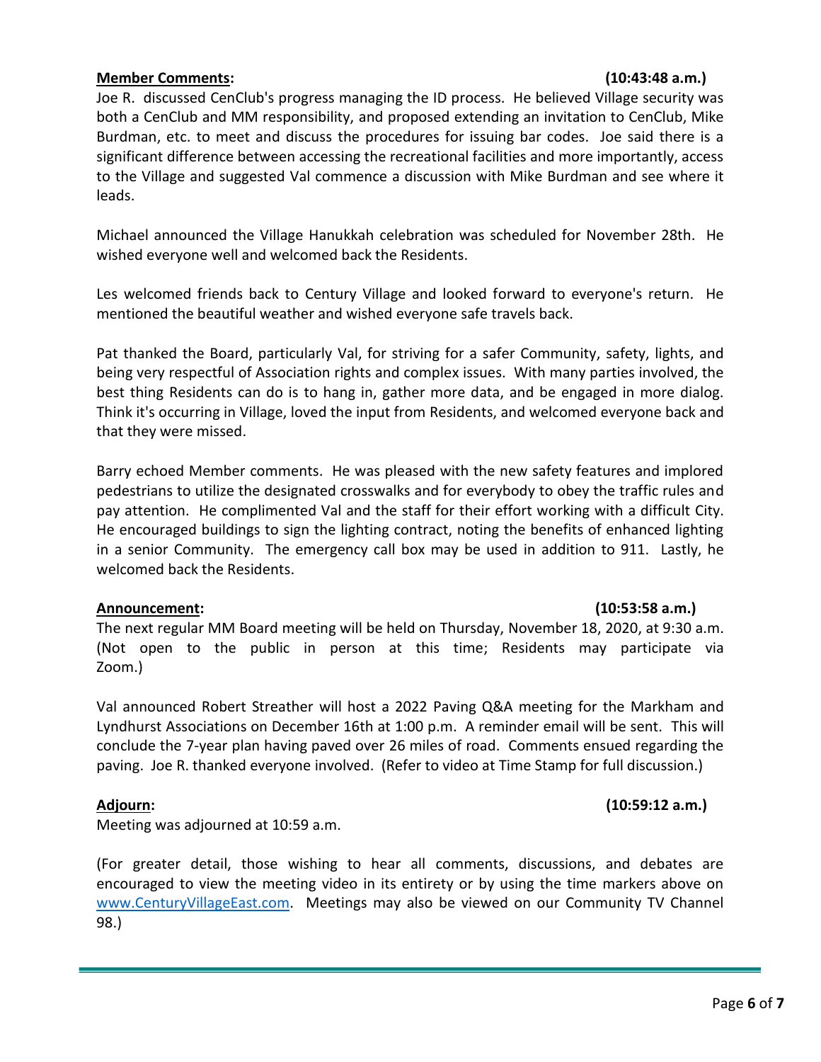**Member Comments:** **(10:43:48 a.m.)**

Joe R. discussed CenClub's progress managing the ID process. He believed Village security was both a CenClub and MM responsibility, and proposed extending an invitation to CenClub, Mike Burdman, etc. to meet and discuss the procedures for issuing bar codes. Joe said there is a significant difference between accessing the recreational facilities and more importantly, access to the Village and suggested Val commence a discussion with Mike Burdman and see where it leads.

Michael announced the Village Hanukkah celebration was scheduled for November 28th. He wished everyone well and welcomed back the Residents.

Les welcomed friends back to Century Village and looked forward to everyone's return. He mentioned the beautiful weather and wished everyone safe travels back.

Pat thanked the Board, particularly Val, for striving for a safer Community, safety, lights, and being very respectful of Association rights and complex issues. With many parties involved, the best thing Residents can do is to hang in, gather more data, and be engaged in more dialog. Think it's occurring in Village, loved the input from Residents, and welcomed everyone back and that they were missed.

Barry echoed Member comments. He was pleased with the new safety features and implored pedestrians to utilize the designated crosswalks and for everybody to obey the traffic rules and pay attention. He complimented Val and the staff for their effort working with a difficult City. He encouraged buildings to sign the lighting contract, noting the benefits of enhanced lighting in a senior Community. The emergency call box may be used in addition to 911. Lastly, he welcomed back the Residents.

**Announcement:** **(10:53:58 a.m.)**

The next regular MM Board meeting will be held on Thursday, November 18, 2020, at 9:30 a.m. (Not open to the public in person at this time; Residents may participate via Zoom.)

Val announced Robert Streather will host a 2022 Paving Q&A meeting for the Markham and Lyndhurst Associations on December 16th at 1:00 p.m. A reminder email will be sent. This will conclude the 7-year plan having paved over 26 miles of road. Comments ensued regarding the paving. Joe R. thanked everyone involved. (Refer to video at Time Stamp for full discussion.)

**Adjourn:** **(10:59:12 a.m.)**

Meeting was adjourned at 10:59 a.m.

(For greater detail, those wishing to hear all comments, discussions, and debates are encouraged to view the meeting video in its entirety or by using the time markers above on [www.CenturyVillageEast.com](http://www.CenturyVillageEast.com). Meetings may also be viewed on our Community TV Channel 98.)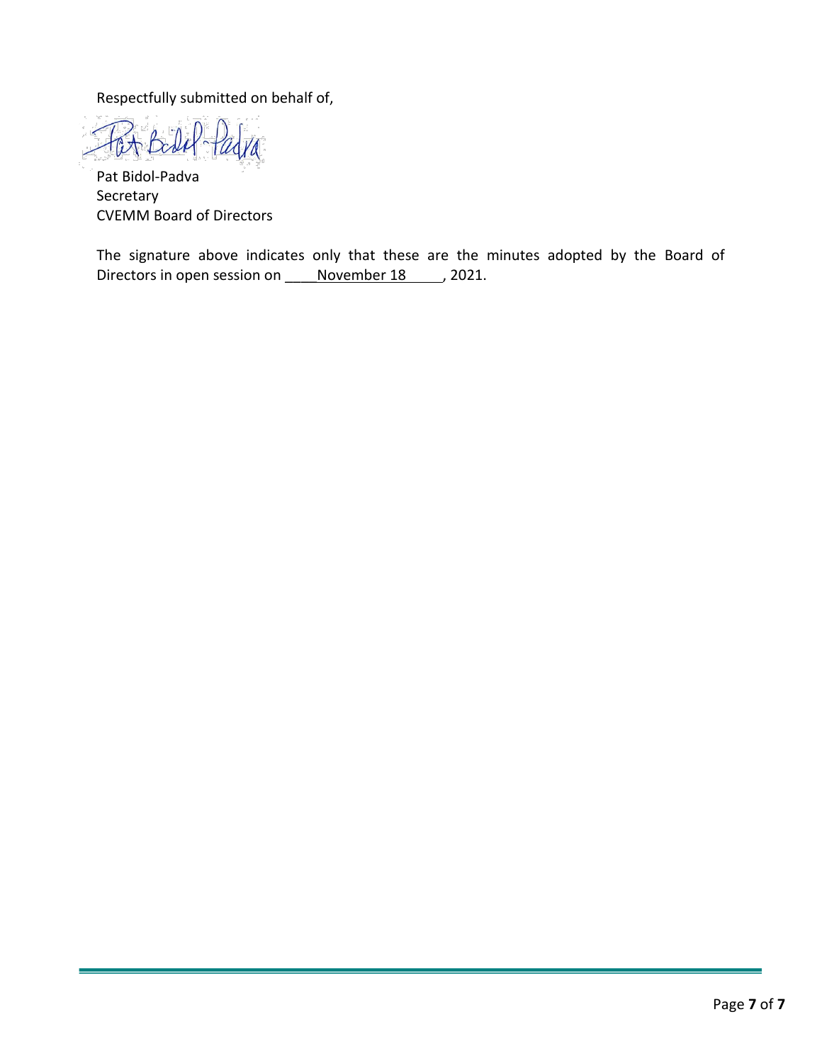Respectfully submitted on behalf of,

Pat Bidol-Padva
Secretary
CVEMM Board of Directors

The signature above indicates only that these are the minutes adopted by the Board of Directors in open session on ____November 18_____, 2021.